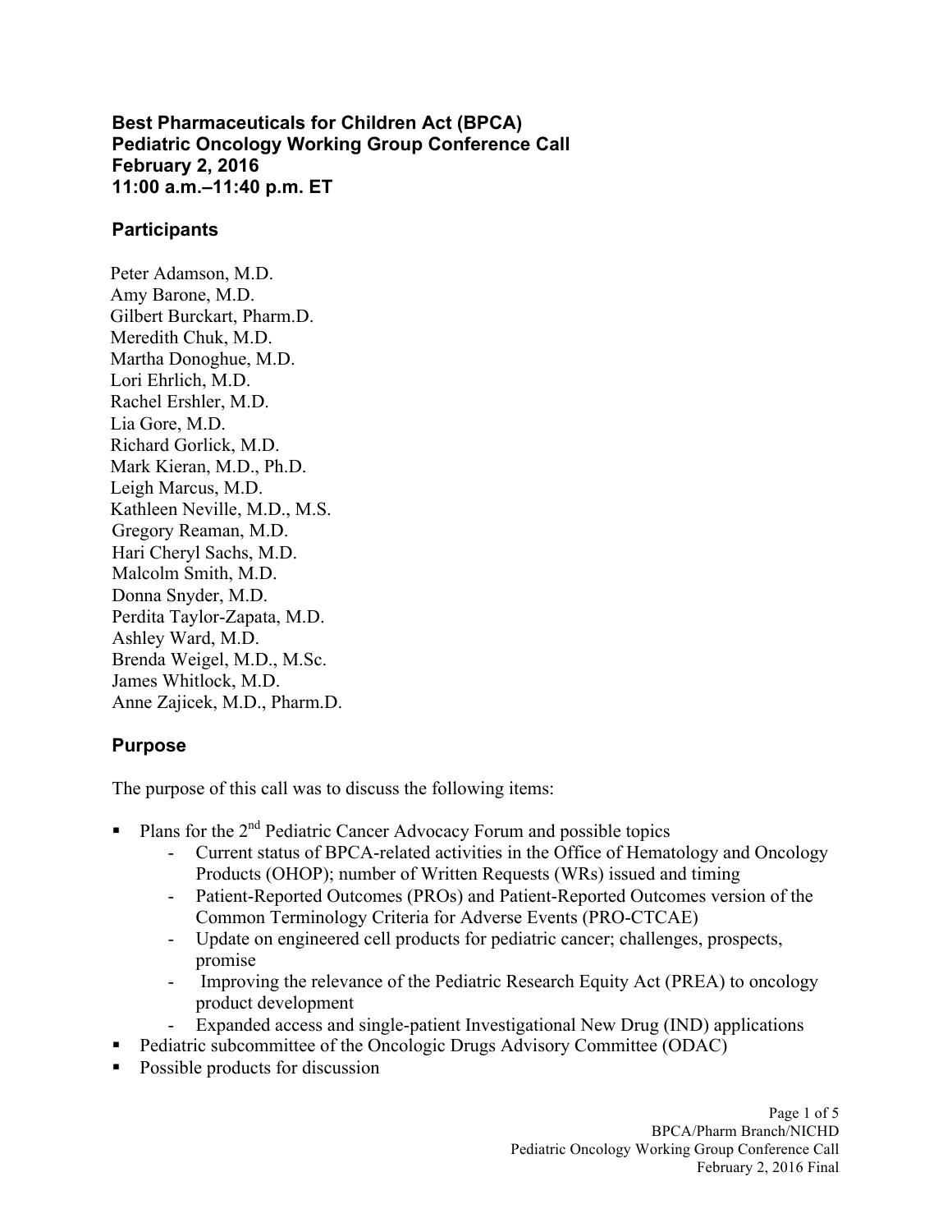# Best Pharmaceuticals for Children Act (BPCA)
# Pediatric Oncology Working Group Conference Call
# February 2, 2016
# 11:00 a.m.–11:40 p.m. ET

## Participants

Peter Adamson, M.D.
Amy Barone, M.D.
Gilbert Burckart, Pharm.D.
Meredith Chuk, M.D.
Martha Donoghue, M.D.
Lori Ehrlich, M.D.
Rachel Ershler, M.D.
Lia Gore, M.D.
Richard Gorlick, M.D.
Mark Kieran, M.D., Ph.D.
Leigh Marcus, M.D.
Kathleen Neville, M.D., M.S.
Gregory Reaman, M.D.
Hari Cheryl Sachs, M.D.
Malcolm Smith, M.D.
Donna Snyder, M.D.
Perdita Taylor-Zapata, M.D.
Ashley Ward, M.D.
Brenda Weigel, M.D., M.Sc.
James Whitlock, M.D.
Anne Zajicek, M.D., Pharm.D.

## Purpose

The purpose of this call was to discuss the following items:

- Plans for the 2nd Pediatric Cancer Advocacy Forum and possible topics
  - Current status of BPCA-related activities in the Office of Hematology and Oncology Products (OHOP); number of Written Requests (WRs) issued and timing
  - Patient-Reported Outcomes (PROs) and Patient-Reported Outcomes version of the Common Terminology Criteria for Adverse Events (PRO-CTCAE)
  - Update on engineered cell products for pediatric cancer; challenges, prospects, promise
  - Improving the relevance of the Pediatric Research Equity Act (PREA) to oncology product development
  - Expanded access and single-patient Investigational New Drug (IND) applications
- Pediatric subcommittee of the Oncologic Drugs Advisory Committee (ODAC)
- Possible products for discussion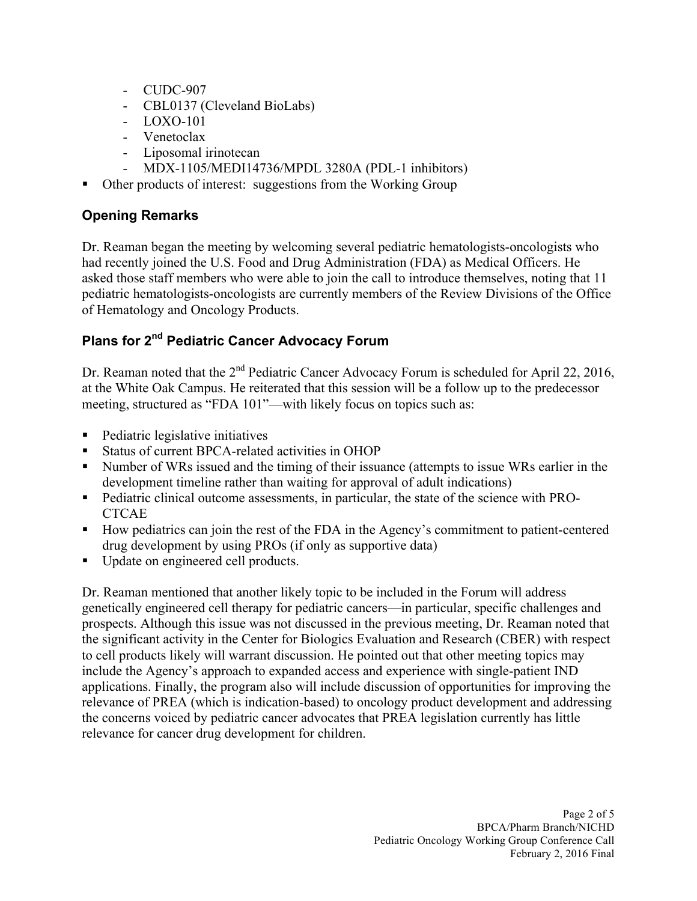- CUDC-907
- CBL0137 (Cleveland BioLabs)
- LOXO-101
- Venetoclax
- Liposomal irinotecan
- MDX-1105/MEDI14736/MPDL 3280A (PDL-1 inhibitors)

- Other products of interest: suggestions from the Working Group

## Opening Remarks

Dr. Reaman began the meeting by welcoming several pediatric hematologists-oncologists who had recently joined the U.S. Food and Drug Administration (FDA) as Medical Officers. He asked those staff members who were able to join the call to introduce themselves, noting that 11 pediatric hematologists-oncologists are currently members of the Review Divisions of the Office of Hematology and Oncology Products.

## Plans for 2nd Pediatric Cancer Advocacy Forum

Dr. Reaman noted that the 2nd Pediatric Cancer Advocacy Forum is scheduled for April 22, 2016, at the White Oak Campus. He reiterated that this session will be a follow up to the predecessor meeting, structured as "FDA 101"—with likely focus on topics such as:

- Pediatric legislative initiatives
- Status of current BPCA-related activities in OHOP
- Number of WRs issued and the timing of their issuance (attempts to issue WRs earlier in the development timeline rather than waiting for approval of adult indications)
- Pediatric clinical outcome assessments, in particular, the state of the science with PRO-CTCAE
- How pediatrics can join the rest of the FDA in the Agency's commitment to patient-centered drug development by using PROs (if only as supportive data)
- Update on engineered cell products.

Dr. Reaman mentioned that another likely topic to be included in the Forum will address genetically engineered cell therapy for pediatric cancers—in particular, specific challenges and prospects. Although this issue was not discussed in the previous meeting, Dr. Reaman noted that the significant activity in the Center for Biologics Evaluation and Research (CBER) with respect to cell products likely will warrant discussion. He pointed out that other meeting topics may include the Agency's approach to expanded access and experience with single-patient IND applications. Finally, the program also will include discussion of opportunities for improving the relevance of PREA (which is indication-based) to oncology product development and addressing the concerns voiced by pediatric cancer advocates that PREA legislation currently has little relevance for cancer drug development for children.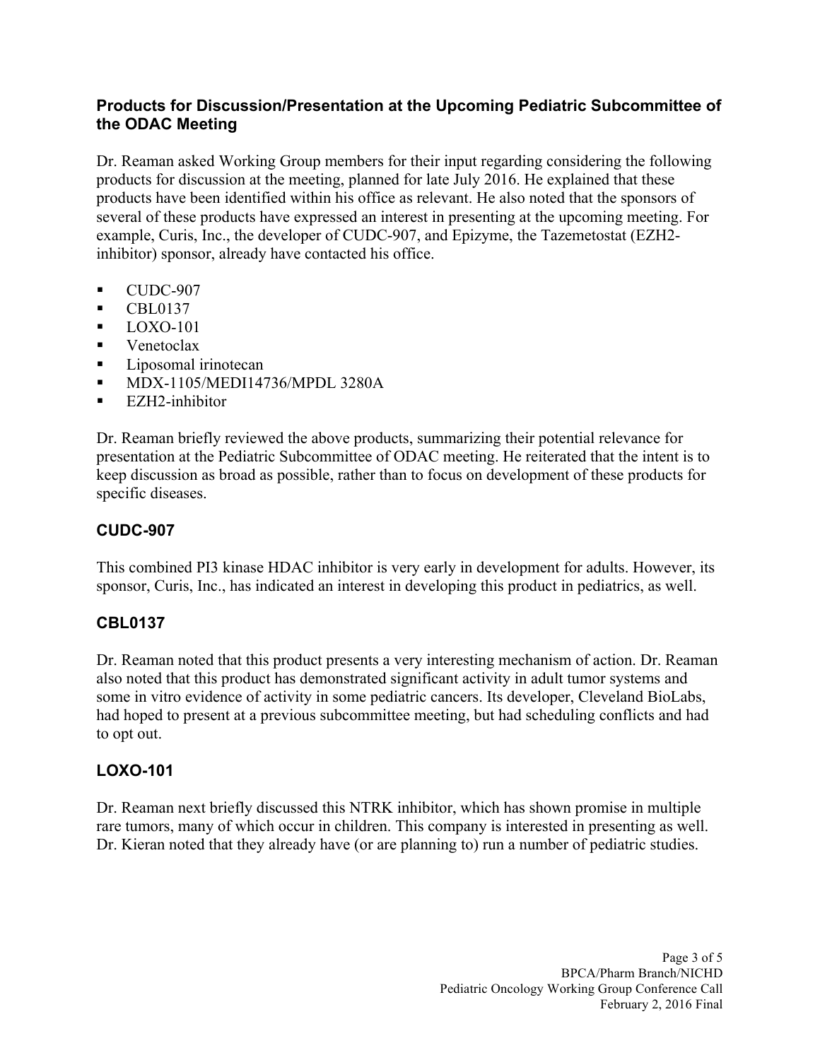## Products for Discussion/Presentation at the Upcoming Pediatric Subcommittee of the ODAC Meeting

Dr. Reaman asked Working Group members for their input regarding considering the following products for discussion at the meeting, planned for late July 2016. He explained that these products have been identified within his office as relevant. He also noted that the sponsors of several of these products have expressed an interest in presenting at the upcoming meeting. For example, Curis, Inc., the developer of CUDC-907, and Epizyme, the Tazemetostat (EZH2-inhibitor) sponsor, already have contacted his office.

- CUDC-907
- CBL0137
- LOXO-101
- Venetoclax
- Liposomal irinotecan
- MDX-1105/MEDI14736/MPDL 3280A
- EZH2-inhibitor

Dr. Reaman briefly reviewed the above products, summarizing their potential relevance for presentation at the Pediatric Subcommittee of ODAC meeting. He reiterated that the intent is to keep discussion as broad as possible, rather than to focus on development of these products for specific diseases.

### CUDC-907

This combined PI3 kinase HDAC inhibitor is very early in development for adults. However, its sponsor, Curis, Inc., has indicated an interest in developing this product in pediatrics, as well.

### CBL0137

Dr. Reaman noted that this product presents a very interesting mechanism of action. Dr. Reaman also noted that this product has demonstrated significant activity in adult tumor systems and some in vitro evidence of activity in some pediatric cancers. Its developer, Cleveland BioLabs, had hoped to present at a previous subcommittee meeting, but had scheduling conflicts and had to opt out.

### LOXO-101

Dr. Reaman next briefly discussed this NTRK inhibitor, which has shown promise in multiple rare tumors, many of which occur in children. This company is interested in presenting as well. Dr. Kieran noted that they already have (or are planning to) run a number of pediatric studies.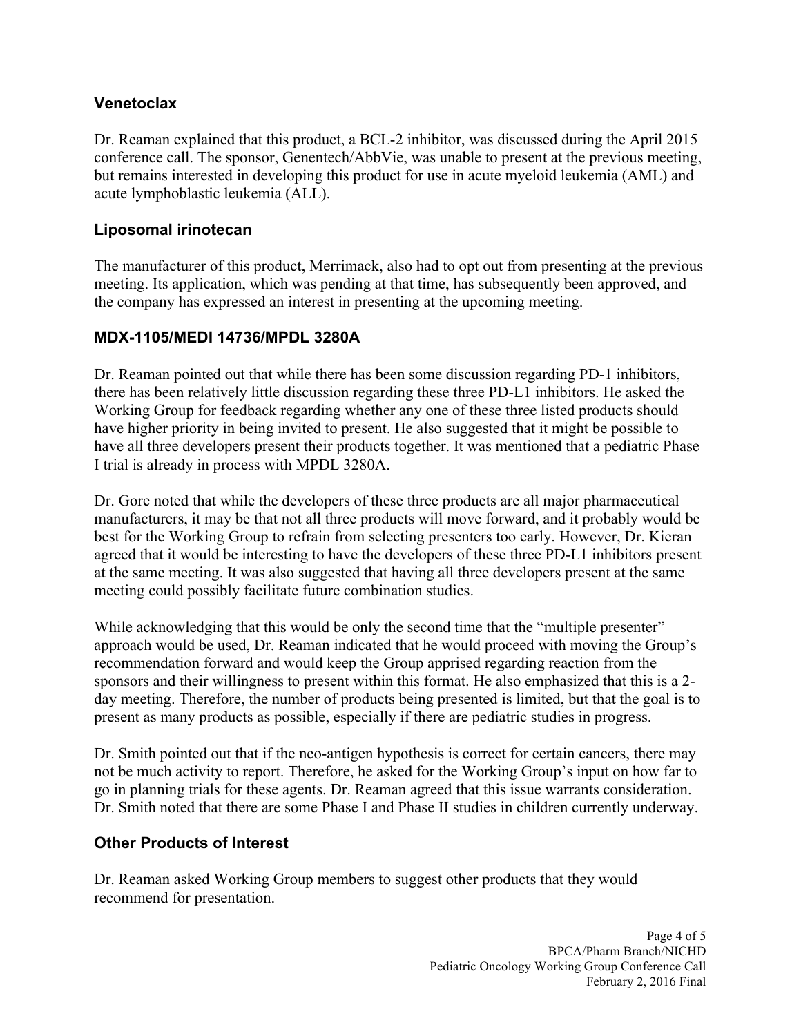## Venetoclax

Dr. Reaman explained that this product, a BCL-2 inhibitor, was discussed during the April 2015 conference call. The sponsor, Genentech/AbbVie, was unable to present at the previous meeting, but remains interested in developing this product for use in acute myeloid leukemia (AML) and acute lymphoblastic leukemia (ALL).

## Liposomal irinotecan

The manufacturer of this product, Merrimack, also had to opt out from presenting at the previous meeting. Its application, which was pending at that time, has subsequently been approved, and the company has expressed an interest in presenting at the upcoming meeting.

## MDX-1105/MEDI 14736/MPDL 3280A

Dr. Reaman pointed out that while there has been some discussion regarding PD-1 inhibitors, there has been relatively little discussion regarding these three PD-L1 inhibitors. He asked the Working Group for feedback regarding whether any one of these three listed products should have higher priority in being invited to present. He also suggested that it might be possible to have all three developers present their products together. It was mentioned that a pediatric Phase I trial is already in process with MPDL 3280A.

Dr. Gore noted that while the developers of these three products are all major pharmaceutical manufacturers, it may be that not all three products will move forward, and it probably would be best for the Working Group to refrain from selecting presenters too early. However, Dr. Kieran agreed that it would be interesting to have the developers of these three PD-L1 inhibitors present at the same meeting. It was also suggested that having all three developers present at the same meeting could possibly facilitate future combination studies.

While acknowledging that this would be only the second time that the "multiple presenter" approach would be used, Dr. Reaman indicated that he would proceed with moving the Group's recommendation forward and would keep the Group apprised regarding reaction from the sponsors and their willingness to present within this format. He also emphasized that this is a 2-day meeting. Therefore, the number of products being presented is limited, but that the goal is to present as many products as possible, especially if there are pediatric studies in progress.

Dr. Smith pointed out that if the neo-antigen hypothesis is correct for certain cancers, there may not be much activity to report. Therefore, he asked for the Working Group's input on how far to go in planning trials for these agents. Dr. Reaman agreed that this issue warrants consideration. Dr. Smith noted that there are some Phase I and Phase II studies in children currently underway.

## Other Products of Interest

Dr. Reaman asked Working Group members to suggest other products that they would recommend for presentation.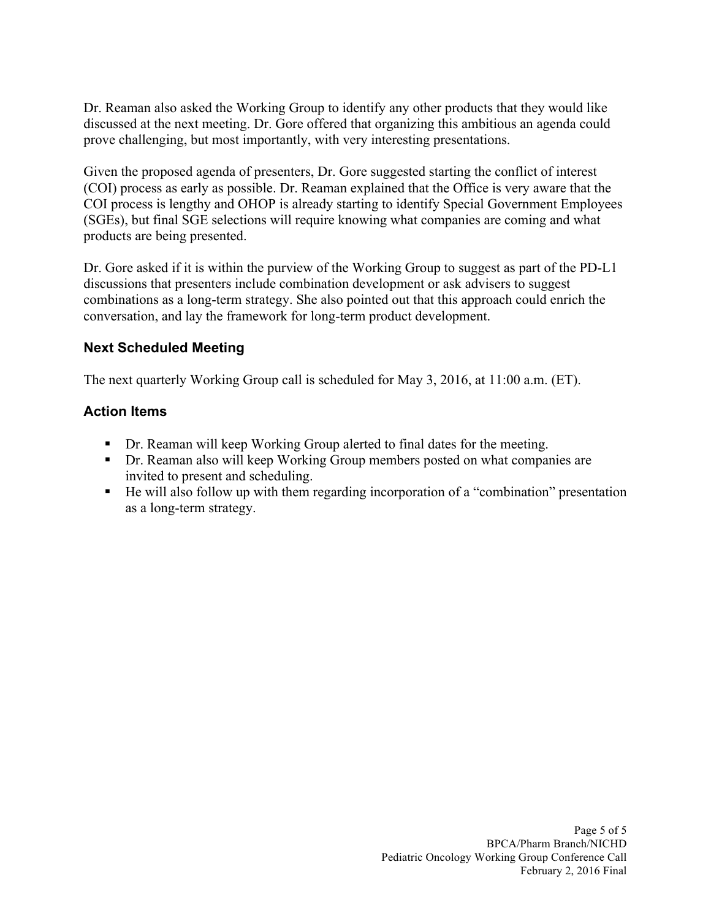Dr. Reaman also asked the Working Group to identify any other products that they would like discussed at the next meeting. Dr. Gore offered that organizing this ambitious an agenda could prove challenging, but most importantly, with very interesting presentations.

Given the proposed agenda of presenters, Dr. Gore suggested starting the conflict of interest (COI) process as early as possible. Dr. Reaman explained that the Office is very aware that the COI process is lengthy and OHOP is already starting to identify Special Government Employees (SGEs), but final SGE selections will require knowing what companies are coming and what products are being presented.

Dr. Gore asked if it is within the purview of the Working Group to suggest as part of the PD-L1 discussions that presenters include combination development or ask advisers to suggest combinations as a long-term strategy. She also pointed out that this approach could enrich the conversation, and lay the framework for long-term product development.

### Next Scheduled Meeting

The next quarterly Working Group call is scheduled for May 3, 2016, at 11:00 a.m. (ET).

### Action Items

- Dr. Reaman will keep Working Group alerted to final dates for the meeting.
- Dr. Reaman also will keep Working Group members posted on what companies are invited to present and scheduling.
- He will also follow up with them regarding incorporation of a "combination" presentation as a long-term strategy.